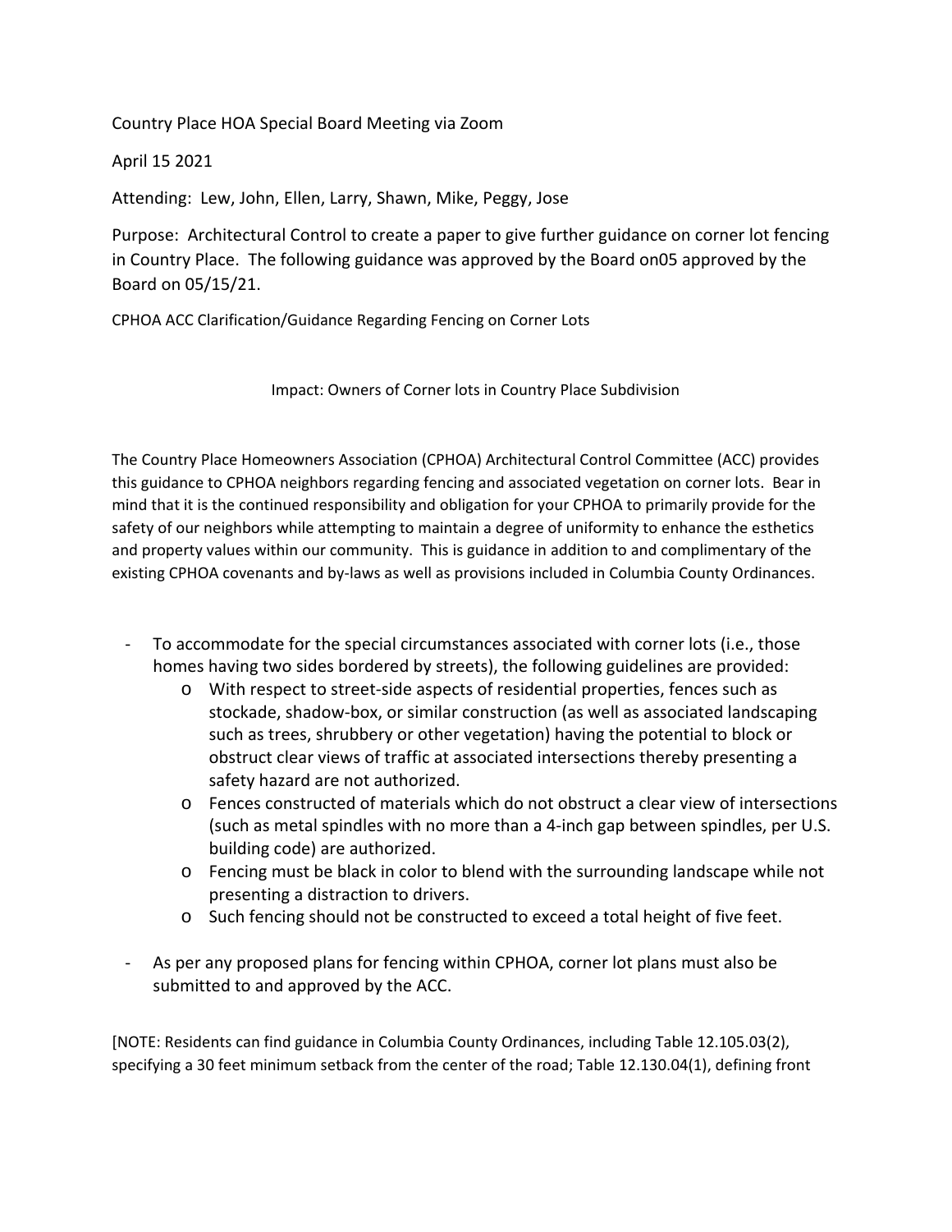Country Place HOA Special Board Meeting via Zoom

April 15 2021

Attending: Lew, John, Ellen, Larry, Shawn, Mike, Peggy, Jose

Purpose: Architectural Control to create a paper to give further guidance on corner lot fencing in Country Place. The following guidance was approved by the Board on05 approved by the Board on 05/15/21.

CPHOA ACC Clarification/Guidance Regarding Fencing on Corner Lots

Impact: Owners of Corner lots in Country Place Subdivision

The Country Place Homeowners Association (CPHOA) Architectural Control Committee (ACC) provides this guidance to CPHOA neighbors regarding fencing and associated vegetation on corner lots. Bear in mind that it is the continued responsibility and obligation for your CPHOA to primarily provide for the safety of our neighbors while attempting to maintain a degree of uniformity to enhance the esthetics and property values within our community. This is guidance in addition to and complimentary of the existing CPHOA covenants and by-laws as well as provisions included in Columbia County Ordinances.

- To accommodate for the special circumstances associated with corner lots (i.e., those homes having two sides bordered by streets), the following guidelines are provided:
  - With respect to street-side aspects of residential properties, fences such as stockade, shadow-box, or similar construction (as well as associated landscaping such as trees, shrubbery or other vegetation) having the potential to block or obstruct clear views of traffic at associated intersections thereby presenting a safety hazard are not authorized.
  - Fences constructed of materials which do not obstruct a clear view of intersections (such as metal spindles with no more than a 4-inch gap between spindles, per U.S. building code) are authorized.
  - Fencing must be black in color to blend with the surrounding landscape while not presenting a distraction to drivers.
  - Such fencing should not be constructed to exceed a total height of five feet.
- As per any proposed plans for fencing within CPHOA, corner lot plans must also be submitted to and approved by the ACC.

[NOTE: Residents can find guidance in Columbia County Ordinances, including Table 12.105.03(2), specifying a 30 feet minimum setback from the center of the road; Table 12.130.04(1), defining front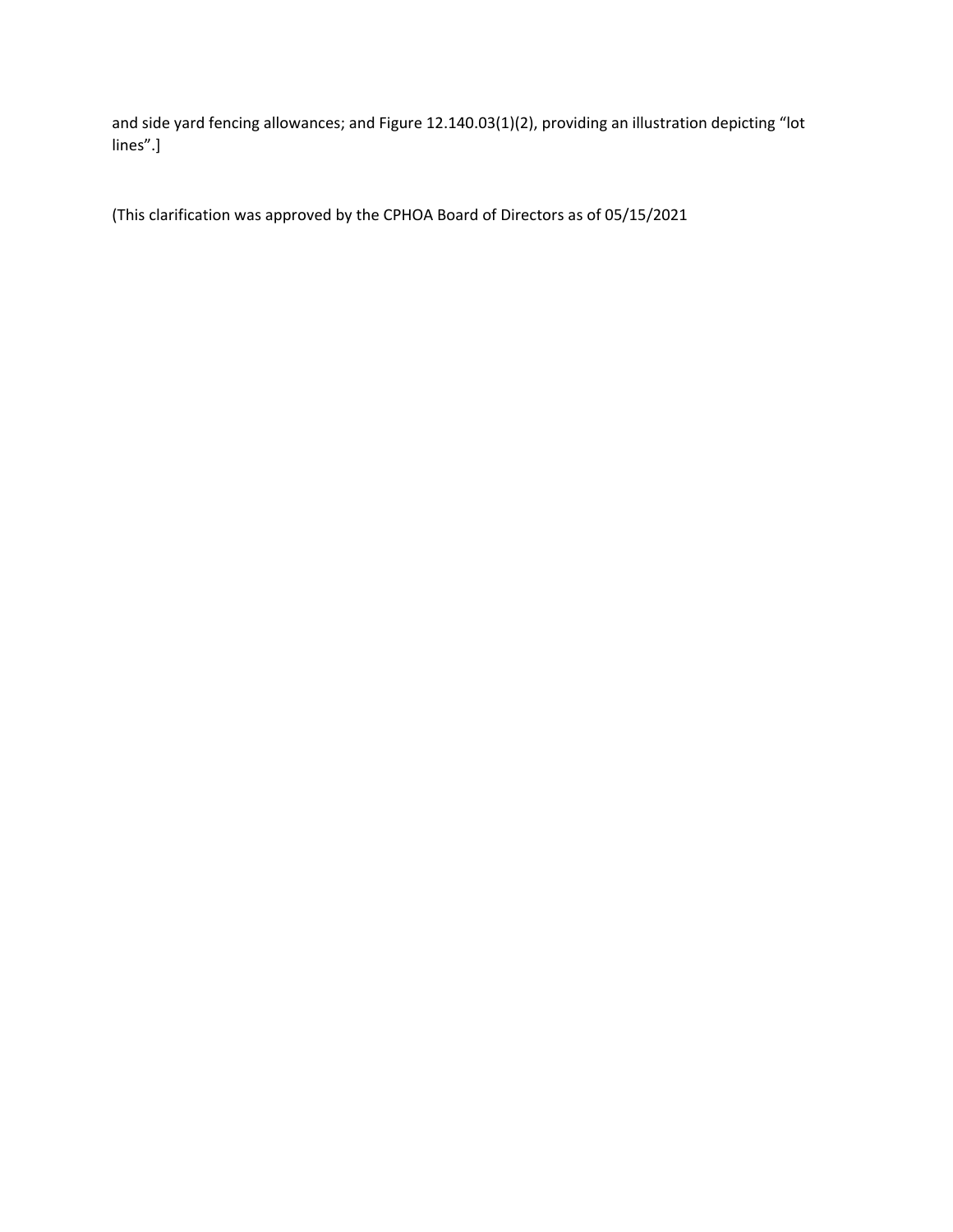and side yard fencing allowances; and Figure 12.140.03(1)(2), providing an illustration depicting "lot lines".]

(This clarification was approved by the CPHOA Board of Directors as of 05/15/2021